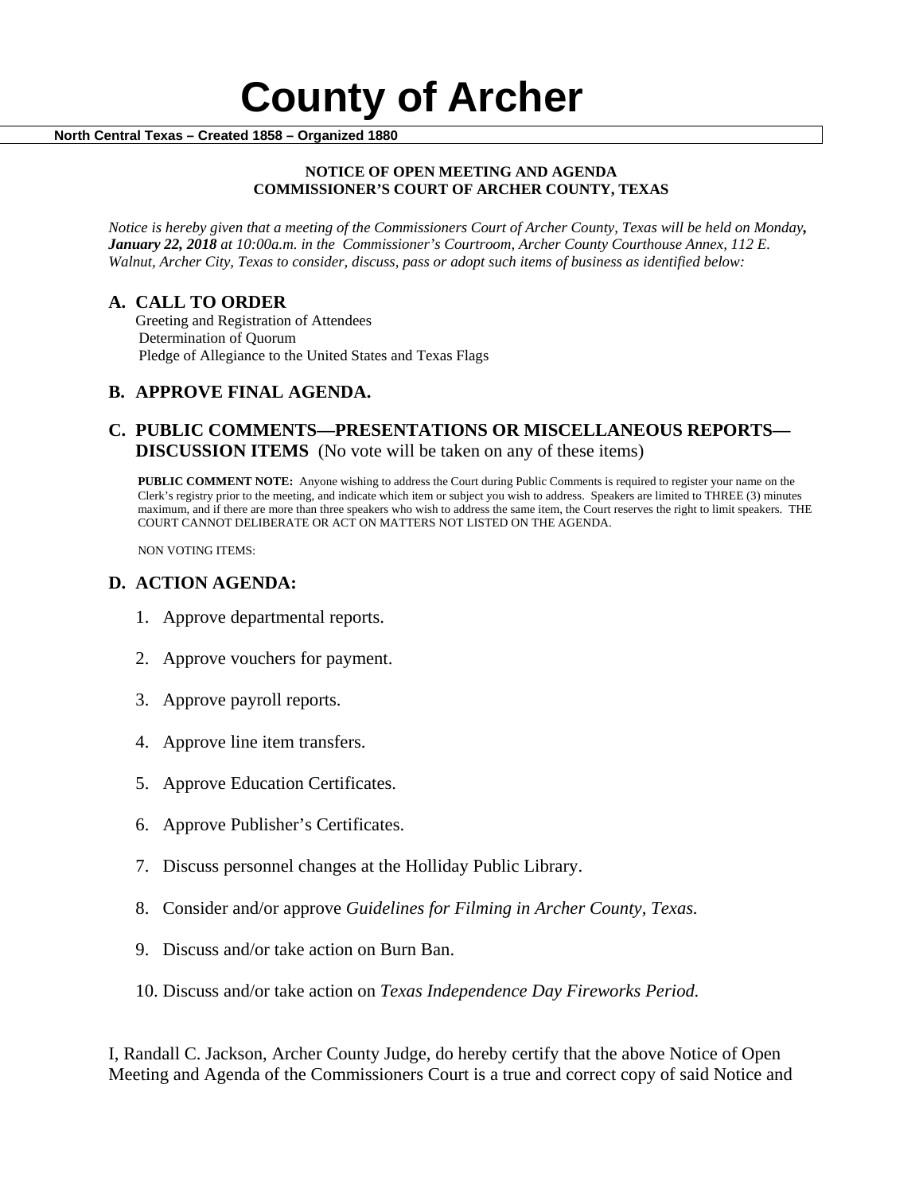# County of Archer

**North Central Texas – Created 1858 – Organized 1880**

**NOTICE OF OPEN MEETING AND AGENDA**
**COMMISSIONER'S COURT OF ARCHER COUNTY, TEXAS**

*Notice is hereby given that a meeting of the Commissioners Court of Archer County, Texas will be held on Monday,* ***January 22, 2018*** *at 10:00a.m. in the Commissioner's Courtroom, Archer County Courthouse Annex, 112 E. Walnut, Archer City, Texas to consider, discuss, pass or adopt such items of business as identified below:*

## A. CALL TO ORDER

Greeting and Registration of Attendees
Determination of Quorum
Pledge of Allegiance to the United States and Texas Flags

## B. APPROVE FINAL AGENDA.

## C. PUBLIC COMMENTS—PRESENTATIONS OR MISCELLANEOUS REPORTS—DISCUSSION ITEMS (No vote will be taken on any of these items)

**PUBLIC COMMENT NOTE:** Anyone wishing to address the Court during Public Comments is required to register your name on the Clerk's registry prior to the meeting, and indicate which item or subject you wish to address. Speakers are limited to THREE (3) minutes maximum, and if there are more than three speakers who wish to address the same item, the Court reserves the right to limit speakers. THE COURT CANNOT DELIBERATE OR ACT ON MATTERS NOT LISTED ON THE AGENDA.

NON VOTING ITEMS:

## D. ACTION AGENDA:

1. Approve departmental reports.
2. Approve vouchers for payment.
3. Approve payroll reports.
4. Approve line item transfers.
5. Approve Education Certificates.
6. Approve Publisher's Certificates.
7. Discuss personnel changes at the Holliday Public Library.
8. Consider and/or approve *Guidelines for Filming in Archer County, Texas.*
9. Discuss and/or take action on Burn Ban.
10. Discuss and/or take action on *Texas Independence Day Fireworks Period.*

I, Randall C. Jackson, Archer County Judge, do hereby certify that the above Notice of Open Meeting and Agenda of the Commissioners Court is a true and correct copy of said Notice and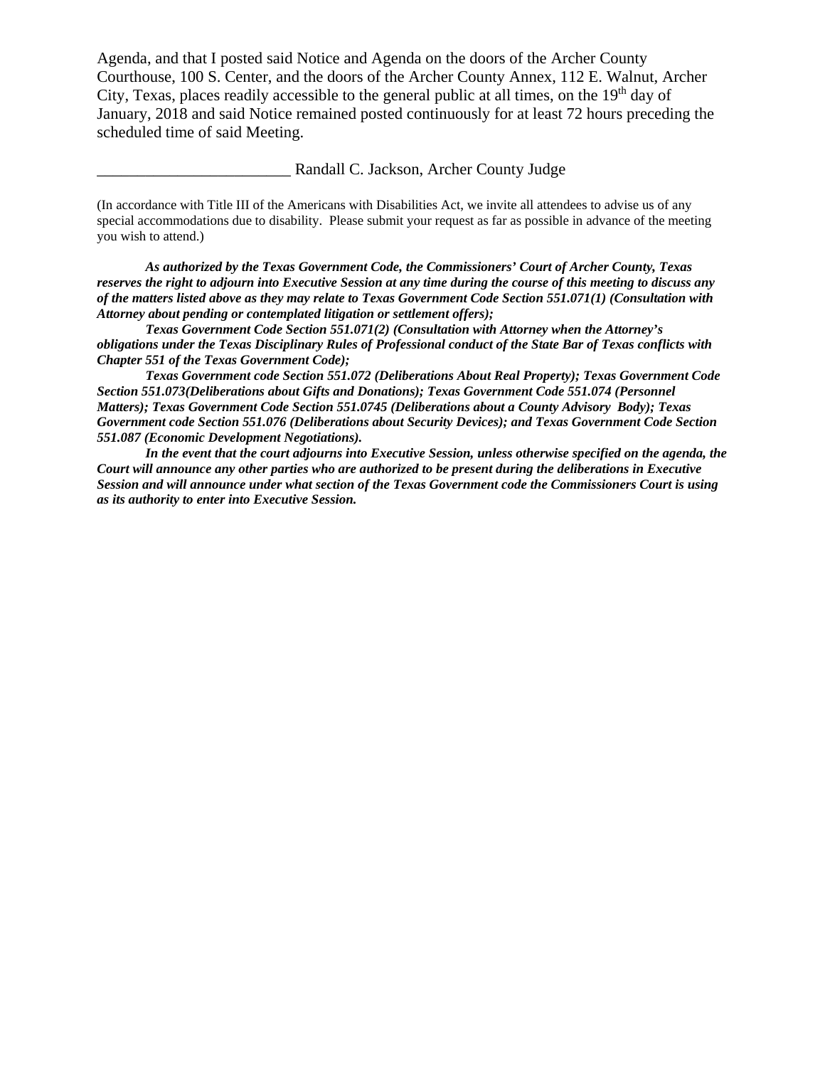Agenda, and that I posted said Notice and Agenda on the doors of the Archer County Courthouse, 100 S. Center, and the doors of the Archer County Annex, 112 E. Walnut, Archer City, Texas, places readily accessible to the general public at all times, on the 19th day of January, 2018 and said Notice remained posted continuously for at least 72 hours preceding the scheduled time of said Meeting.

________________________ Randall C. Jackson, Archer County Judge

(In accordance with Title III of the Americans with Disabilities Act, we invite all attendees to advise us of any special accommodations due to disability. Please submit your request as far as possible in advance of the meeting you wish to attend.)

***As authorized by the Texas Government Code, the Commissioners' Court of Archer County, Texas reserves the right to adjourn into Executive Session at any time during the course of this meeting to discuss any of the matters listed above as they may relate to Texas Government Code Section 551.071(1) (Consultation with Attorney about pending or contemplated litigation or settlement offers);***

***Texas Government Code Section 551.071(2) (Consultation with Attorney when the Attorney's obligations under the Texas Disciplinary Rules of Professional conduct of the State Bar of Texas conflicts with Chapter 551 of the Texas Government Code);***

***Texas Government code Section 551.072 (Deliberations About Real Property); Texas Government Code Section 551.073(Deliberations about Gifts and Donations); Texas Government Code 551.074 (Personnel Matters); Texas Government Code Section 551.0745 (Deliberations about a County Advisory Body); Texas Government code Section 551.076 (Deliberations about Security Devices); and Texas Government Code Section 551.087 (Economic Development Negotiations).***

***In the event that the court adjourns into Executive Session, unless otherwise specified on the agenda, the Court will announce any other parties who are authorized to be present during the deliberations in Executive Session and will announce under what section of the Texas Government code the Commissioners Court is using as its authority to enter into Executive Session.***